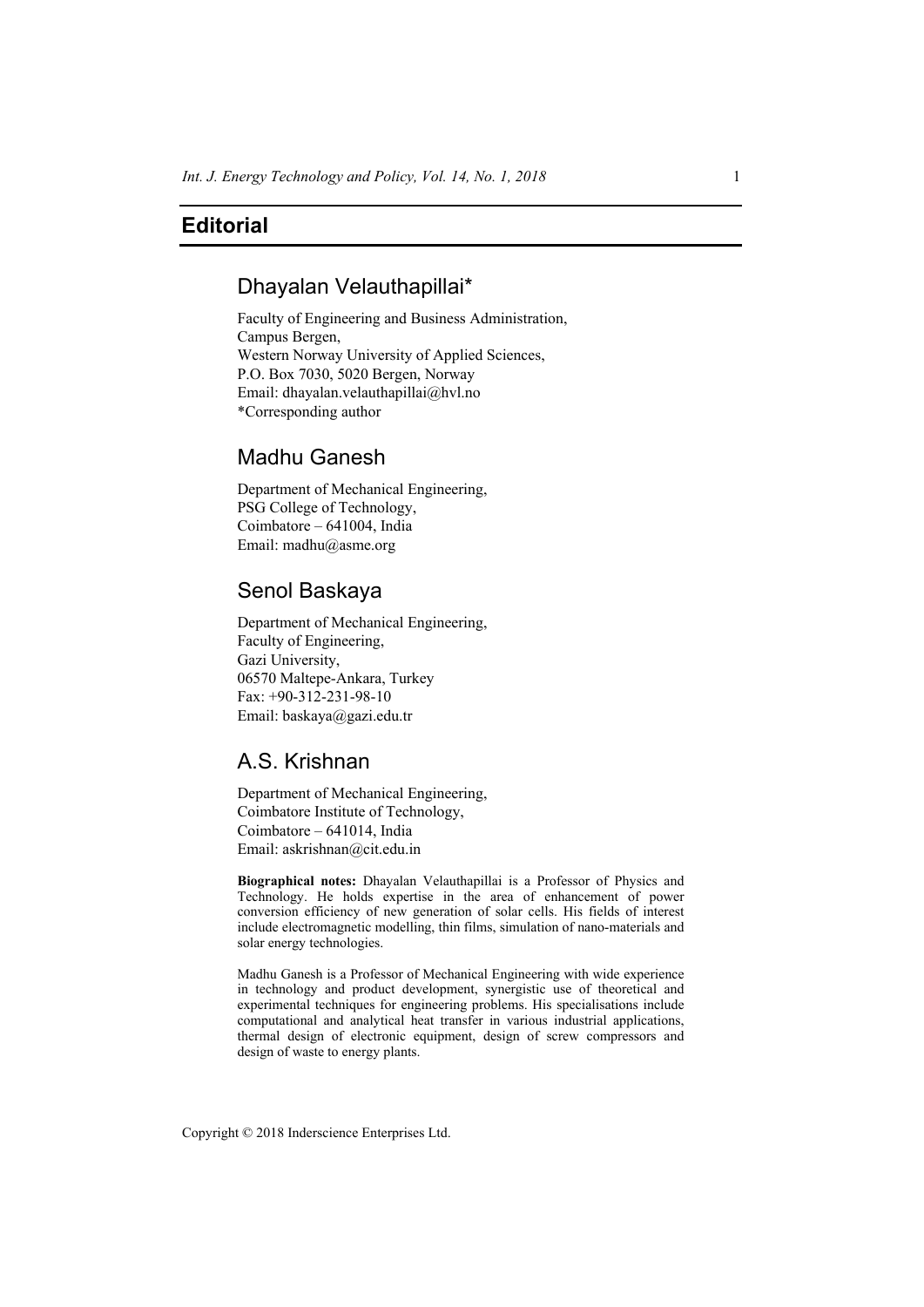# Editorial

## Dhayalan Velauthapillai*

Faculty of Engineering and Business Administration,
Campus Bergen,
Western Norway University of Applied Sciences,
P.O. Box 7030, 5020 Bergen, Norway
Email: dhayalan.velauthapillai@hvl.no
*Corresponding author

## Madhu Ganesh

Department of Mechanical Engineering,
PSG College of Technology,
Coimbatore – 641004, India
Email: madhu@asme.org

## Senol Baskaya

Department of Mechanical Engineering,
Faculty of Engineering,
Gazi University,
06570 Maltepe-Ankara, Turkey
Fax: +90-312-231-98-10
Email: baskaya@gazi.edu.tr

## A.S. Krishnan

Department of Mechanical Engineering,
Coimbatore Institute of Technology,
Coimbatore – 641014, India
Email: askrishnan@cit.edu.in

**Biographical notes:** Dhayalan Velauthapillai is a Professor of Physics and Technology. He holds expertise in the area of enhancement of power conversion efficiency of new generation of solar cells. His fields of interest include electromagnetic modelling, thin films, simulation of nano-materials and solar energy technologies.

Madhu Ganesh is a Professor of Mechanical Engineering with wide experience in technology and product development, synergistic use of theoretical and experimental techniques for engineering problems. His specialisations include computational and analytical heat transfer in various industrial applications, thermal design of electronic equipment, design of screw compressors and design of waste to energy plants.

Copyright © 2018 Inderscience Enterprises Ltd.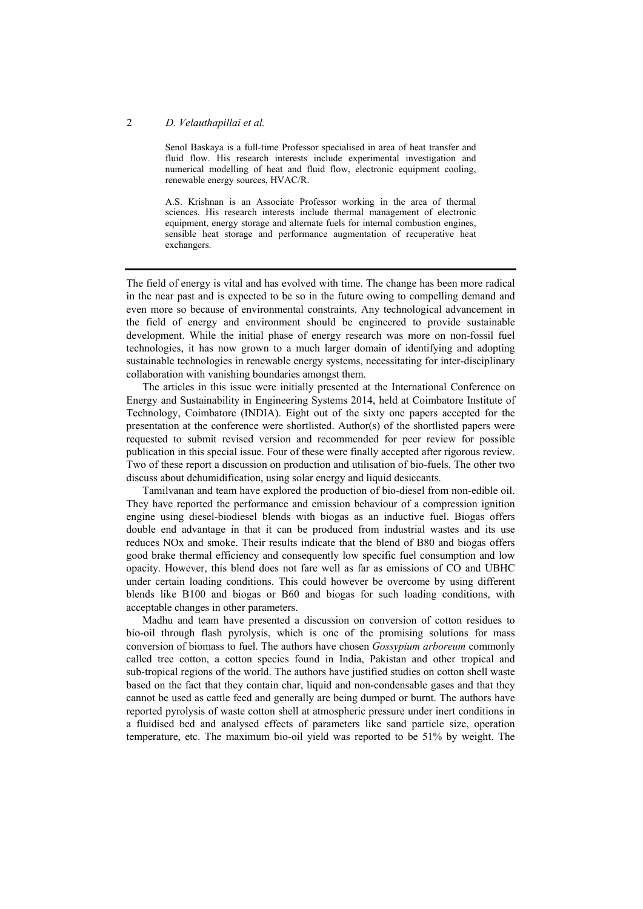Senol Baskaya is a full-time Professor specialised in area of heat transfer and fluid flow. His research interests include experimental investigation and numerical modelling of heat and fluid flow, electronic equipment cooling, renewable energy sources, HVAC/R.

A.S. Krishnan is an Associate Professor working in the area of thermal sciences. His research interests include thermal management of electronic equipment, energy storage and alternate fuels for internal combustion engines, sensible heat storage and performance augmentation of recuperative heat exchangers.

---

The field of energy is vital and has evolved with time. The change has been more radical in the near past and is expected to be so in the future owing to compelling demand and even more so because of environmental constraints. Any technological advancement in the field of energy and environment should be engineered to provide sustainable development. While the initial phase of energy research was more on non-fossil fuel technologies, it has now grown to a much larger domain of identifying and adopting sustainable technologies in renewable energy systems, necessitating for inter-disciplinary collaboration with vanishing boundaries amongst them.

The articles in this issue were initially presented at the International Conference on Energy and Sustainability in Engineering Systems 2014, held at Coimbatore Institute of Technology, Coimbatore (INDIA). Eight out of the sixty one papers accepted for the presentation at the conference were shortlisted. Author(s) of the shortlisted papers were requested to submit revised version and recommended for peer review for possible publication in this special issue. Four of these were finally accepted after rigorous review. Two of these report a discussion on production and utilisation of bio-fuels. The other two discuss about dehumidification, using solar energy and liquid desiccants.

Tamilvanan and team have explored the production of bio-diesel from non-edible oil. They have reported the performance and emission behaviour of a compression ignition engine using diesel-biodiesel blends with biogas as an inductive fuel. Biogas offers double end advantage in that it can be produced from industrial wastes and its use reduces NOx and smoke. Their results indicate that the blend of B80 and biogas offers good brake thermal efficiency and consequently low specific fuel consumption and low opacity. However, this blend does not fare well as far as emissions of CO and UBHC under certain loading conditions. This could however be overcome by using different blends like B100 and biogas or B60 and biogas for such loading conditions, with acceptable changes in other parameters.

Madhu and team have presented a discussion on conversion of cotton residues to bio-oil through flash pyrolysis, which is one of the promising solutions for mass conversion of biomass to fuel. The authors have chosen *Gossypium arboreum* commonly called tree cotton, a cotton species found in India, Pakistan and other tropical and sub-tropical regions of the world. The authors have justified studies on cotton shell waste based on the fact that they contain char, liquid and non-condensable gases and that they cannot be used as cattle feed and generally are being dumped or burnt. The authors have reported pyrolysis of waste cotton shell at atmospheric pressure under inert conditions in a fluidised bed and analysed effects of parameters like sand particle size, operation temperature, etc. The maximum bio-oil yield was reported to be 51% by weight. The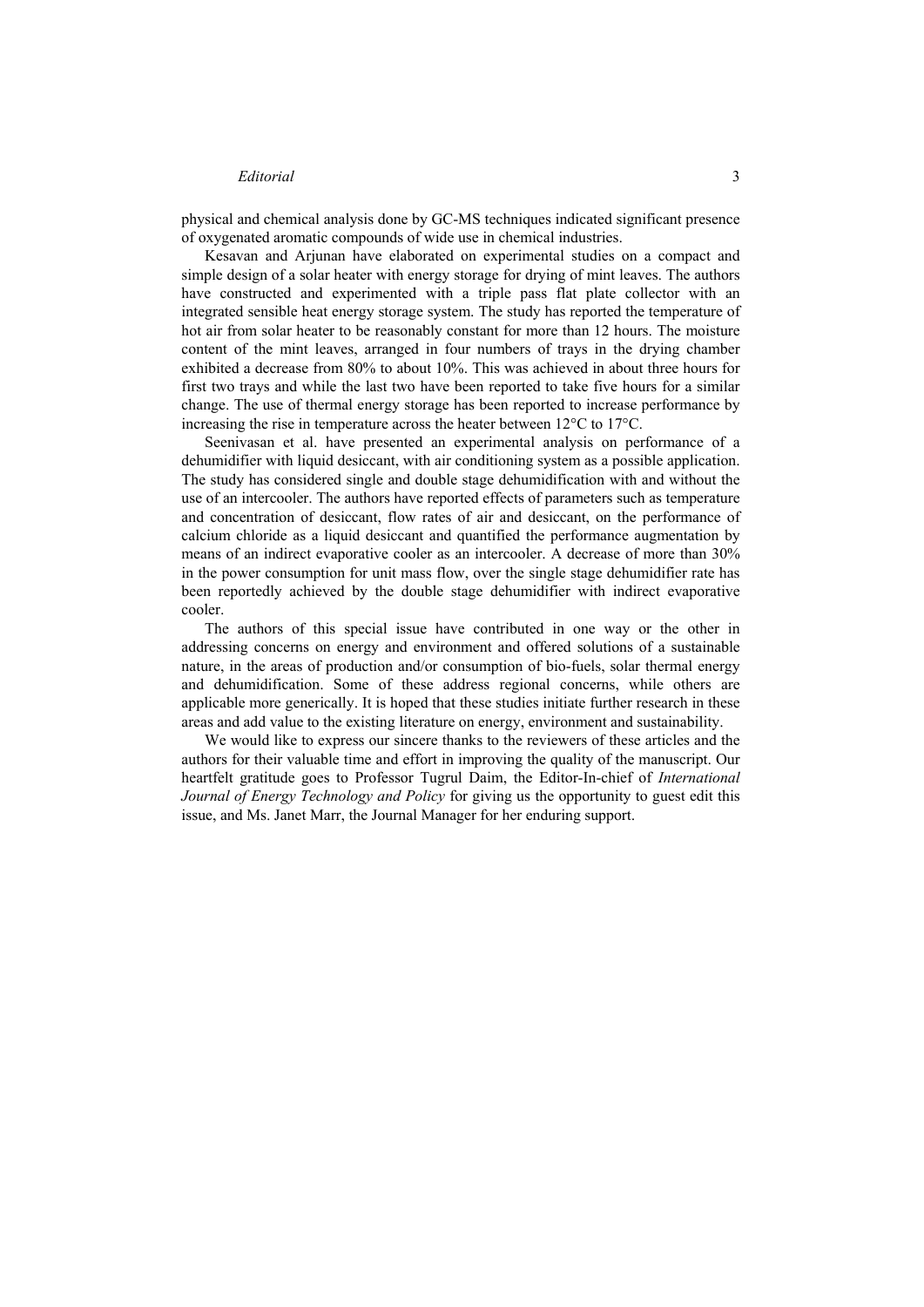physical and chemical analysis done by GC-MS techniques indicated significant presence of oxygenated aromatic compounds of wide use in chemical industries.

Kesavan and Arjunan have elaborated on experimental studies on a compact and simple design of a solar heater with energy storage for drying of mint leaves. The authors have constructed and experimented with a triple pass flat plate collector with an integrated sensible heat energy storage system. The study has reported the temperature of hot air from solar heater to be reasonably constant for more than 12 hours. The moisture content of the mint leaves, arranged in four numbers of trays in the drying chamber exhibited a decrease from 80% to about 10%. This was achieved in about three hours for first two trays and while the last two have been reported to take five hours for a similar change. The use of thermal energy storage has been reported to increase performance by increasing the rise in temperature across the heater between 12°C to 17°C.

Seenivasan et al. have presented an experimental analysis on performance of a dehumidifier with liquid desiccant, with air conditioning system as a possible application. The study has considered single and double stage dehumidification with and without the use of an intercooler. The authors have reported effects of parameters such as temperature and concentration of desiccant, flow rates of air and desiccant, on the performance of calcium chloride as a liquid desiccant and quantified the performance augmentation by means of an indirect evaporative cooler as an intercooler. A decrease of more than 30% in the power consumption for unit mass flow, over the single stage dehumidifier rate has been reportedly achieved by the double stage dehumidifier with indirect evaporative cooler.

The authors of this special issue have contributed in one way or the other in addressing concerns on energy and environment and offered solutions of a sustainable nature, in the areas of production and/or consumption of bio-fuels, solar thermal energy and dehumidification. Some of these address regional concerns, while others are applicable more generically. It is hoped that these studies initiate further research in these areas and add value to the existing literature on energy, environment and sustainability.

We would like to express our sincere thanks to the reviewers of these articles and the authors for their valuable time and effort in improving the quality of the manuscript. Our heartfelt gratitude goes to Professor Tugrul Daim, the Editor-In-chief of *International Journal of Energy Technology and Policy* for giving us the opportunity to guest edit this issue, and Ms. Janet Marr, the Journal Manager for her enduring support.